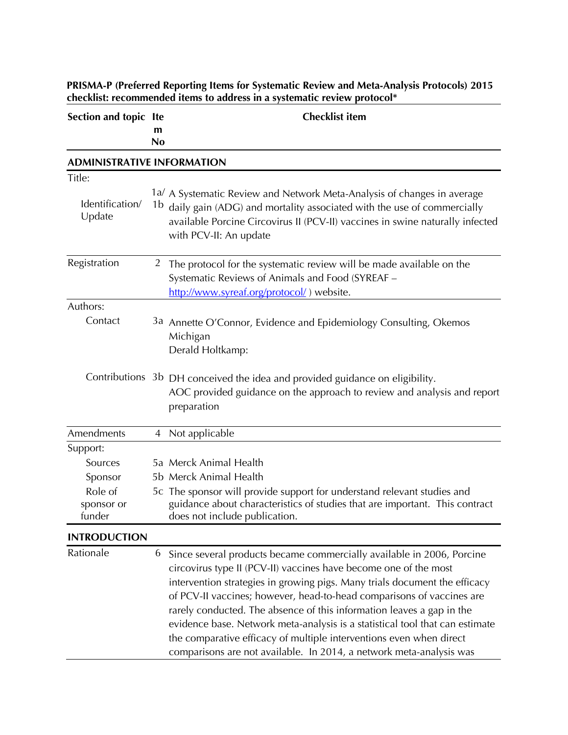**PRISMA-P (Preferred Reporting Items for Systematic Review and Meta-Analysis Protocols) 2015 checklist: recommended items to address in a systematic review protocol***

| Section and topic | Item No | Checklist item |
|---|---|---|
| **ADMINISTRATIVE INFORMATION** | | |
| Title: | | |
| Identification/ Update | 1a/ 1b | A Systematic Review and Network Meta-Analysis of changes in average daily gain (ADG) and mortality associated with the use of commercially available Porcine Circovirus II (PCV-II) vaccines in swine naturally infected with PCV-II: An update |
| Registration | 2 | The protocol for the systematic review will be made available on the Systematic Reviews of Animals and Food (SYREAF – http://www.syreaf.org/protocol/ ) website. |
| Authors: | | |
| Contact | 3a | Annette O'Connor, Evidence and Epidemiology Consulting, Okemos Michigan<br>Derald Holtkamp: |
| Contributions | 3b | DH conceived the idea and provided guidance on eligibility.<br>AOC provided guidance on the approach to review and analysis and report preparation |
| Amendments | 4 | Not applicable |
| Support: | | |
| Sources | 5a | Merck Animal Health |
| Sponsor | 5b | Merck Animal Health |
| Role of sponsor or funder | 5c | The sponsor will provide support for understand relevant studies and guidance about characteristics of studies that are important. This contract does not include publication. |
| **INTRODUCTION** | | |
| Rationale | 6 | Since several products became commercially available in 2006, Porcine circovirus type II (PCV-II) vaccines have become one of the most intervention strategies in growing pigs. Many trials document the efficacy of PCV-II vaccines; however, head-to-head comparisons of vaccines are rarely conducted. The absence of this information leaves a gap in the evidence base. Network meta-analysis is a statistical tool that can estimate the comparative efficacy of multiple interventions even when direct comparisons are not available. In 2014, a network meta-analysis was |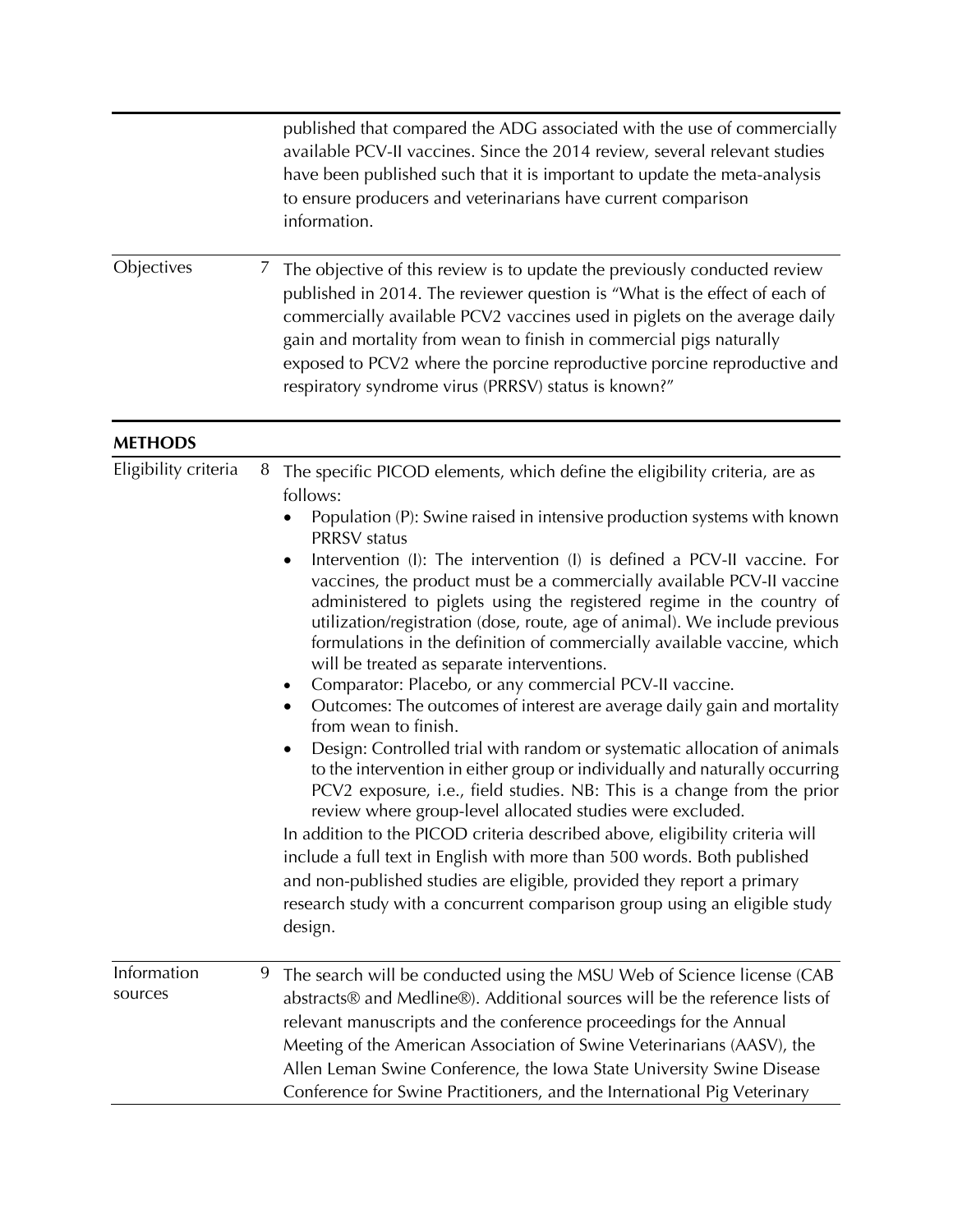| | | |
|---|---|---|
| | | published that compared the ADG associated with the use of commercially available PCV-II vaccines. Since the 2014 review, several relevant studies have been published such that it is important to update the meta-analysis to ensure producers and veterinarians have current comparison information. |
| Objectives | 7 | The objective of this review is to update the previously conducted review published in 2014. The reviewer question is "What is the effect of each of commercially available PCV2 vaccines used in piglets on the average daily gain and mortality from wean to finish in commercial pigs naturally exposed to PCV2 where the porcine reproductive porcine reproductive and respiratory syndrome virus (PRRSV) status is known?" |

**METHODS**

| | | |
|---|---|---|
| Eligibility criteria | 8 | The specific PICOD elements, which define the eligibility criteria, are as follows:<br>• Population (P): Swine raised in intensive production systems with known PRRSV status<br>• Intervention (I): The intervention (I) is defined a PCV-II vaccine. For vaccines, the product must be a commercially available PCV-II vaccine administered to piglets using the registered regime in the country of utilization/registration (dose, route, age of animal). We include previous formulations in the definition of commercially available vaccine, which will be treated as separate interventions.<br>• Comparator: Placebo, or any commercial PCV-II vaccine.<br>• Outcomes: The outcomes of interest are average daily gain and mortality from wean to finish.<br>• Design: Controlled trial with random or systematic allocation of animals to the intervention in either group or individually and naturally occurring PCV2 exposure, i.e., field studies. NB: This is a change from the prior review where group-level allocated studies were excluded.<br>In addition to the PICOD criteria described above, eligibility criteria will include a full text in English with more than 500 words. Both published and non-published studies are eligible, provided they report a primary research study with a concurrent comparison group using an eligible study design. |
| Information sources | 9 | The search will be conducted using the MSU Web of Science license (CAB abstracts® and Medline®). Additional sources will be the reference lists of relevant manuscripts and the conference proceedings for the Annual Meeting of the American Association of Swine Veterinarians (AASV), the Allen Leman Swine Conference, the Iowa State University Swine Disease Conference for Swine Practitioners, and the International Pig Veterinary |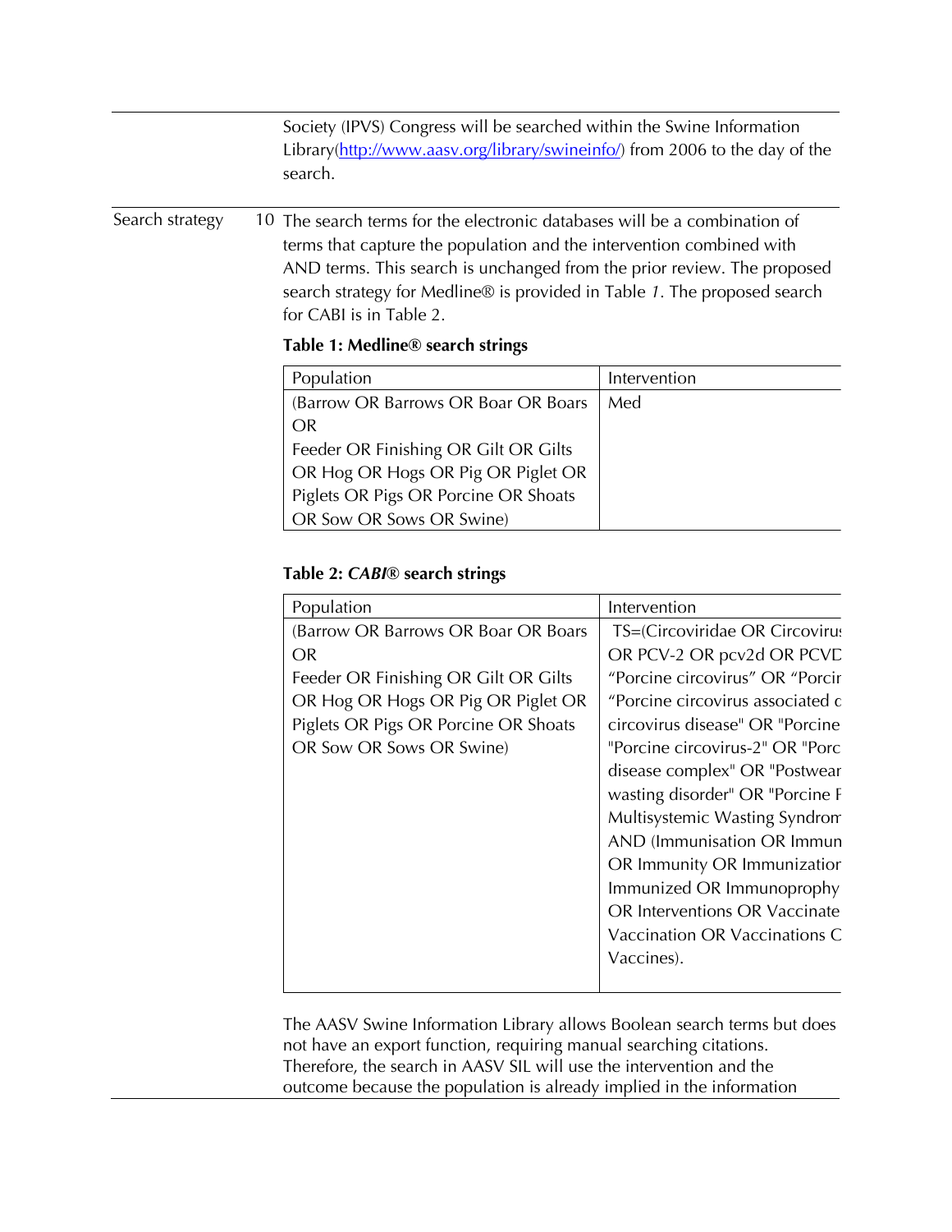| | | |
|---|---|---|
| | | Society (IPVS) Congress will be searched within the Swine Information Library(http://www.aasv.org/library/swineinfo/) from 2006 to the day of the search. |
| Search strategy | 10 | The search terms for the electronic databases will be a combination of terms that capture the population and the intervention combined with AND terms. This search is unchanged from the prior review. The proposed search strategy for Medline® is provided in Table *1*. The proposed search for CABI is in Table 2. |

**Table 1: Medline® search strings**

| Population | Intervention |
|---|---|
| (Barrow OR Barrows OR Boar OR Boars OR Feeder OR Finishing OR Gilt OR Gilts OR Hog OR Hogs OR Pig OR Piglet OR Piglets OR Pigs OR Porcine OR Shoats OR Sow OR Sows OR Swine) | Med |

**Table 2: *CABI*® search strings**

| Population | Intervention |
|---|---|
| (Barrow OR Barrows OR Boar OR Boars OR Feeder OR Finishing OR Gilt OR Gilts OR Hog OR Hogs OR Pig OR Piglet OR Piglets OR Pigs OR Porcine OR Shoats OR Sow OR Sows OR Swine) | TS=(Circoviridae OR Circovirus OR PCV-2 OR pcv2d OR PCVD "Porcine circovirus" OR "Porcin "Porcine circovirus associated c circovirus disease" OR "Porcine "Porcine circovirus-2" OR "Porc disease complex" OR "Postwear wasting disorder" OR "Porcine F Multisystemic Wasting Syndrom AND (Immunisation OR Immun OR Immunity OR Immunization Immunized OR Immunoprophy OR Interventions OR Vaccinate Vaccination OR Vaccinations C Vaccines). |

The AASV Swine Information Library allows Boolean search terms but does not have an export function, requiring manual searching citations. Therefore, the search in AASV SIL will use the intervention and the outcome because the population is already implied in the information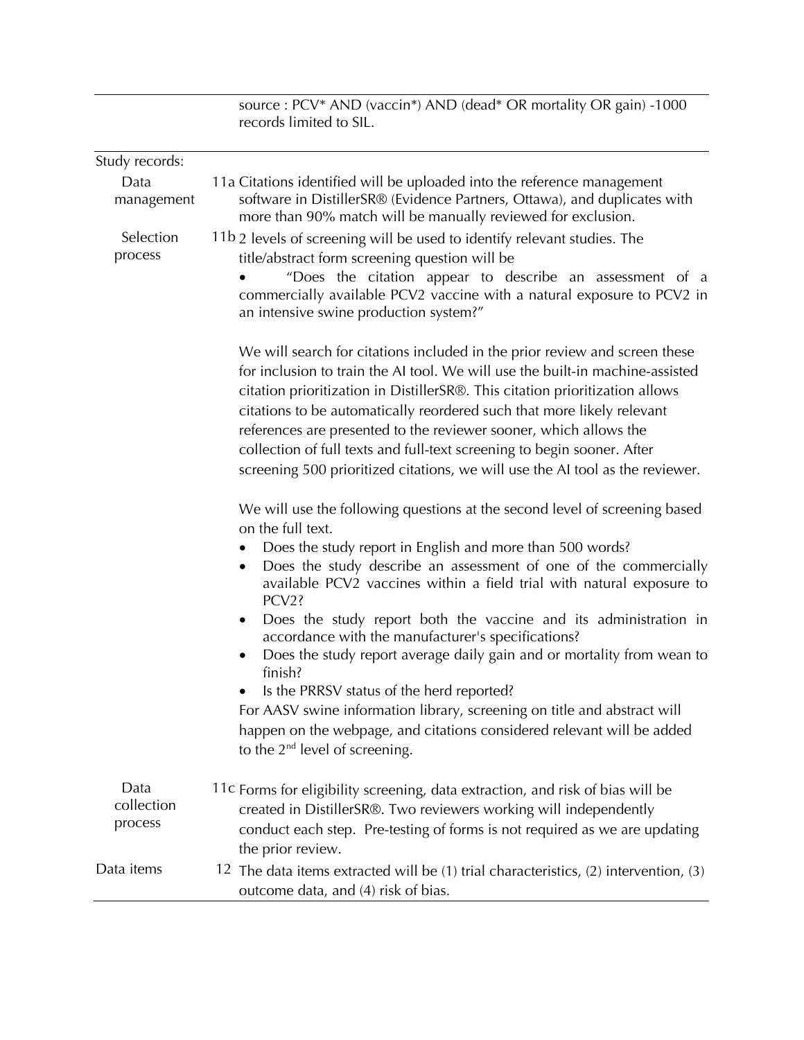| | | |
|---|---|---|
| | | source : PCV* AND (vaccin*) AND (dead* OR mortality OR gain) -1000 records limited to SIL. |
| Study records: | | |
| Data management | 11a | Citations identified will be uploaded into the reference management software in DistillerSR® (Evidence Partners, Ottawa), and duplicates with more than 90% match will be manually reviewed for exclusion. |
| Selection process | 11b | 2 levels of screening will be used to identify relevant studies. The title/abstract form screening question will be<br>• "Does the citation appear to describe an assessment of a commercially available PCV2 vaccine with a natural exposure to PCV2 in an intensive swine production system?"<br><br>We will search for citations included in the prior review and screen these for inclusion to train the AI tool. We will use the built-in machine-assisted citation prioritization in DistillerSR®. This citation prioritization allows citations to be automatically reordered such that more likely relevant references are presented to the reviewer sooner, which allows the collection of full texts and full-text screening to begin sooner. After screening 500 prioritized citations, we will use the AI tool as the reviewer.<br><br>We will use the following questions at the second level of screening based on the full text.<br>• Does the study report in English and more than 500 words?<br>• Does the study describe an assessment of one of the commercially available PCV2 vaccines within a field trial with natural exposure to PCV2?<br>• Does the study report both the vaccine and its administration in accordance with the manufacturer's specifications?<br>• Does the study report average daily gain and or mortality from wean to finish?<br>• Is the PRRSV status of the herd reported?<br>For AASV swine information library, screening on title and abstract will happen on the webpage, and citations considered relevant will be added to the 2nd level of screening. |
| Data collection process | 11c | Forms for eligibility screening, data extraction, and risk of bias will be created in DistillerSR®. Two reviewers working will independently conduct each step. Pre-testing of forms is not required as we are updating the prior review. |
| Data items | 12 | The data items extracted will be (1) trial characteristics, (2) intervention, (3) outcome data, and (4) risk of bias. |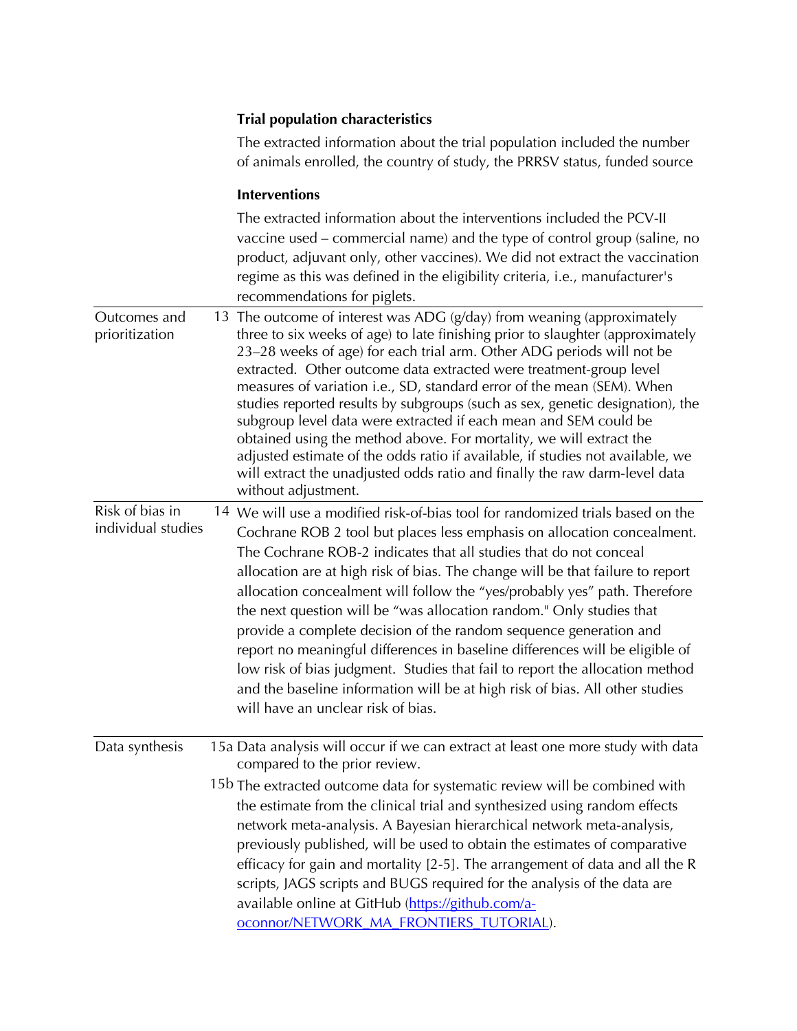| | | |
|---|---|---|
| | | **Trial population characteristics**<br><br>The extracted information about the trial population included the number of animals enrolled, the country of study, the PRRSV status, funded source<br><br>**Interventions**<br><br>The extracted information about the interventions included the PCV-II vaccine used – commercial name) and the type of control group (saline, no product, adjuvant only, other vaccines). We did not extract the vaccination regime as this was defined in the eligibility criteria, i.e., manufacturer's recommendations for piglets. |
| Outcomes and prioritization | 13 | The outcome of interest was ADG (g/day) from weaning (approximately three to six weeks of age) to late finishing prior to slaughter (approximately 23–28 weeks of age) for each trial arm. Other ADG periods will not be extracted. Other outcome data extracted were treatment-group level measures of variation i.e., SD, standard error of the mean (SEM). When studies reported results by subgroups (such as sex, genetic designation), the subgroup level data were extracted if each mean and SEM could be obtained using the method above. For mortality, we will extract the adjusted estimate of the odds ratio if available, if studies not available, we will extract the unadjusted odds ratio and finally the raw darm-level data without adjustment. |
| Risk of bias in individual studies | 14 | We will use a modified risk-of-bias tool for randomized trials based on the Cochrane ROB 2 tool but places less emphasis on allocation concealment. The Cochrane ROB-2 indicates that all studies that do not conceal allocation are at high risk of bias. The change will be that failure to report allocation concealment will follow the "yes/probably yes" path. Therefore the next question will be "was allocation random." Only studies that provide a complete decision of the random sequence generation and report no meaningful differences in baseline differences will be eligible of low risk of bias judgment. Studies that fail to report the allocation method and the baseline information will be at high risk of bias. All other studies will have an unclear risk of bias. |
| Data synthesis | 15a | Data analysis will occur if we can extract at least one more study with data compared to the prior review. |
| | 15b | The extracted outcome data for systematic review will be combined with the estimate from the clinical trial and synthesized using random effects network meta-analysis. A Bayesian hierarchical network meta-analysis, previously published, will be used to obtain the estimates of comparative efficacy for gain and mortality [2-5]. The arrangement of data and all the R scripts, JAGS scripts and BUGS required for the analysis of the data are available online at GitHub ([https://github.com/a-oconnor/NETWORK_MA_FRONTIERS_TUTORIAL](https://github.com/a-oconnor/NETWORK_MA_FRONTIERS_TUTORIAL)). |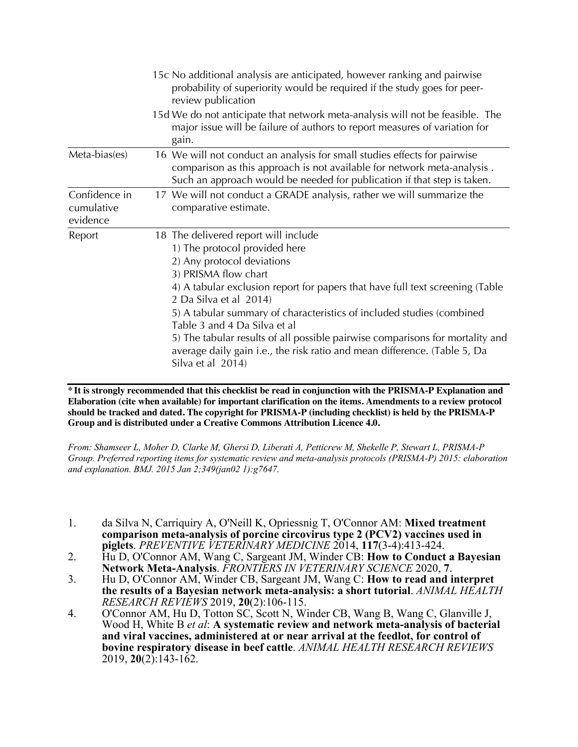| | |
|---|---|
| | 15c No additional analysis are anticipated, however ranking and pairwise probability of superiority would be required if the study goes for peer-review publication<br>15d We do not anticipate that network meta-analysis will not be feasible. The major issue will be failure of authors to report measures of variation for gain. |
| Meta-bias(es) | 16 We will not conduct an analysis for small studies effects for pairwise comparison as this approach is not available for network meta-analysis . Such an approach would be needed for publication if that step is taken. |
| Confidence in cumulative evidence | 17 We will not conduct a GRADE analysis, rather we will summarize the comparative estimate. |
| Report | 18 The delivered report will include<br>1) The protocol provided here<br>2) Any protocol deviations<br>3) PRISMA flow chart<br>4) A tabular exclusion report for papers that have full text screening (Table 2 Da Silva et al 2014)<br>5) A tabular summary of characteristics of included studies (combined Table 3 and 4 Da Silva et al<br>5) The tabular results of all possible pairwise comparisons for mortality and average daily gain i.e., the risk ratio and mean difference. (Table 5, Da Silva et al 2014) |

**\*It is strongly recommended that this checklist be read in conjunction with the PRISMA-P Explanation and Elaboration (cite when available) for important clarification on the items. Amendments to a review protocol should be tracked and dated. The copyright for PRISMA-P (including checklist) is held by the PRISMA-P Group and is distributed under a Creative Commons Attribution Licence 4.0.**

*From: Shamseer L, Moher D, Clarke M, Ghersi D, Liberati A, Petticrew M, Shekelle P, Stewart L, PRISMA-P Group. Preferred reporting items for systematic review and meta-analysis protocols (PRISMA-P) 2015: elaboration and explanation. BMJ. 2015 Jan 2;349(jan02 1):g7647.*

1. da Silva N, Carriquiry A, O'Neill K, Opriessnig T, O'Connor AM: **Mixed treatment comparison meta-analysis of porcine circovirus type 2 (PCV2) vaccines used in piglets**. *PREVENTIVE VETERINARY MEDICINE* 2014, **117**(3-4):413-424.
2. Hu D, O'Connor AM, Wang C, Sargeant JM, Winder CB: **How to Conduct a Bayesian Network Meta-Analysis**. *FRONTIERS IN VETERINARY SCIENCE* 2020, **7**.
3. Hu D, O'Connor AM, Winder CB, Sargeant JM, Wang C: **How to read and interpret the results of a Bayesian network meta-analysis: a short tutorial**. *ANIMAL HEALTH RESEARCH REVIEWS* 2019, **20**(2):106-115.
4. O'Connor AM, Hu D, Totton SC, Scott N, Winder CB, Wang B, Wang C, Glanville J, Wood H, White B *et al*: **A systematic review and network meta-analysis of bacterial and viral vaccines, administered at or near arrival at the feedlot, for control of bovine respiratory disease in beef cattle**. *ANIMAL HEALTH RESEARCH REVIEWS* 2019, **20**(2):143-162.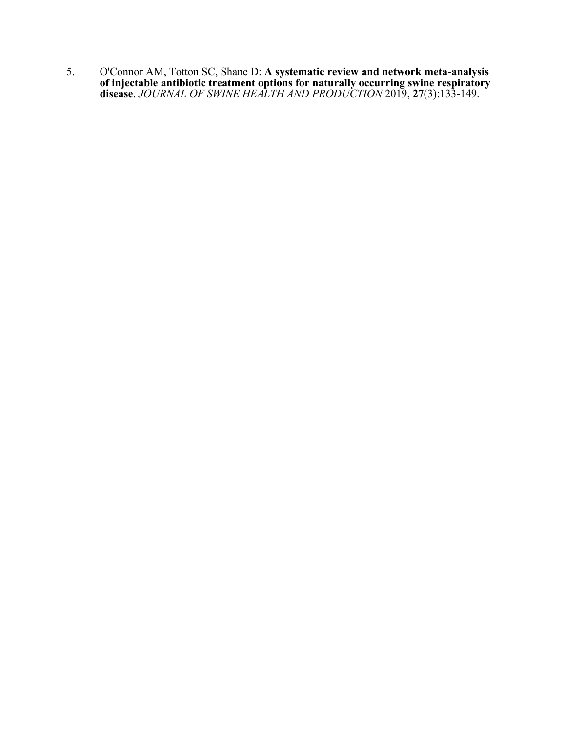5. O'Connor AM, Totton SC, Shane D: **A systematic review and network meta-analysis of injectable antibiotic treatment options for naturally occurring swine respiratory disease**. *JOURNAL OF SWINE HEALTH AND PRODUCTION* 2019, **27**(3):133-149.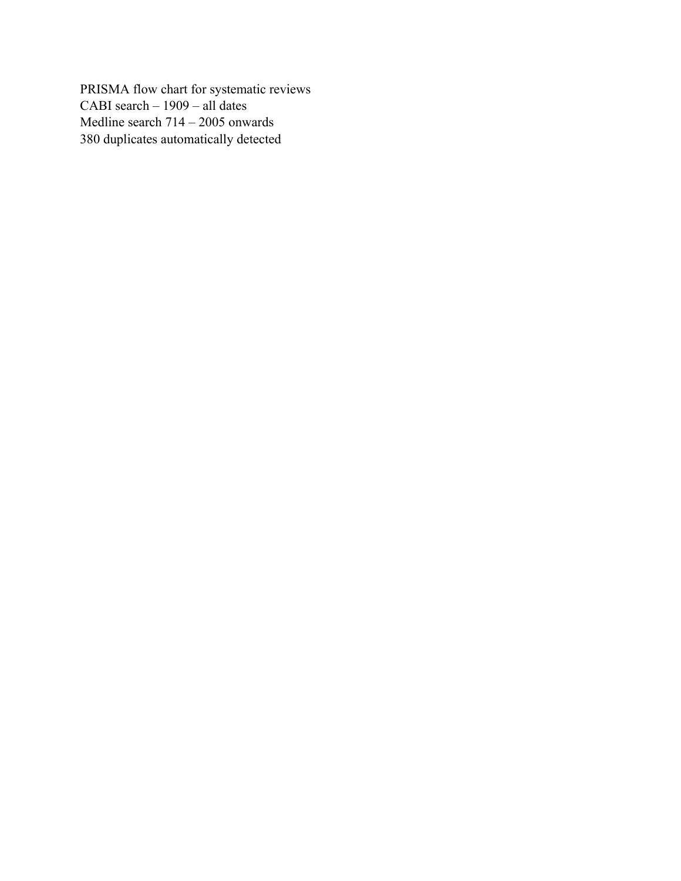PRISMA flow chart for systematic reviews
CABI search – 1909 – all dates
Medline search 714 – 2005 onwards
380 duplicates automatically detected